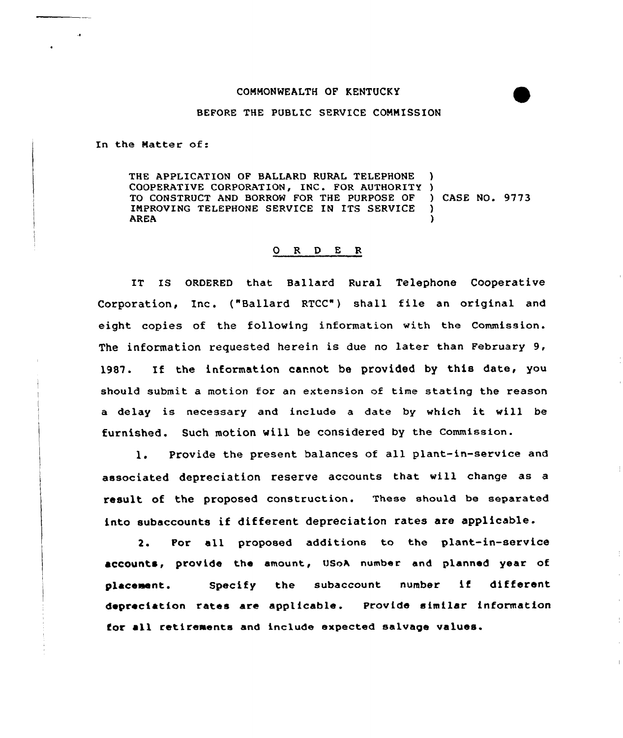COMMONWEALTH OF KENTUCKY

BEFORE THE PUBLIC SERVICE COMMISSION

In the Matter of:

THE APPLICATION OF BALLARD RURAL TELEPHONE )
COOPERATIVE CORPORATION, INC. FOR AUTHORITY )
TO CONSTRUCT AND BORROW FOR THE PURPOSE OF ) CASE NO. 9773
IMPROVING TELEPHONE SERVICE IN ITS SERVICE )
AREA )

## O R D E R

IT IS ORDERED that Ballard Rural Telephone Cooperative Corporation, Inc. ("Ballard RTCC") shall file an original and eight copies of the following information with the Commission. The information requested herein is due no later than February 9, 1987. If the information cannot be provided by this date, you should submit a motion for an extension of time stating the reason a delay is necessary and include a date by which it will be furnished. Such motion will be considered by the Commission.

1. Provide the present balances of all plant-in-service and associated depreciation reserve accounts that will change as a result of the proposed construction. These should be separated into subaccounts if different depreciation rates are applicable.

2. For all proposed additions to the plant-in-service accounts, provide the amount, USoA number and planned year of placement. Specify the subaccount number if different depreciation rates are applicable. Provide similar information for all retirements and include expected salvage values.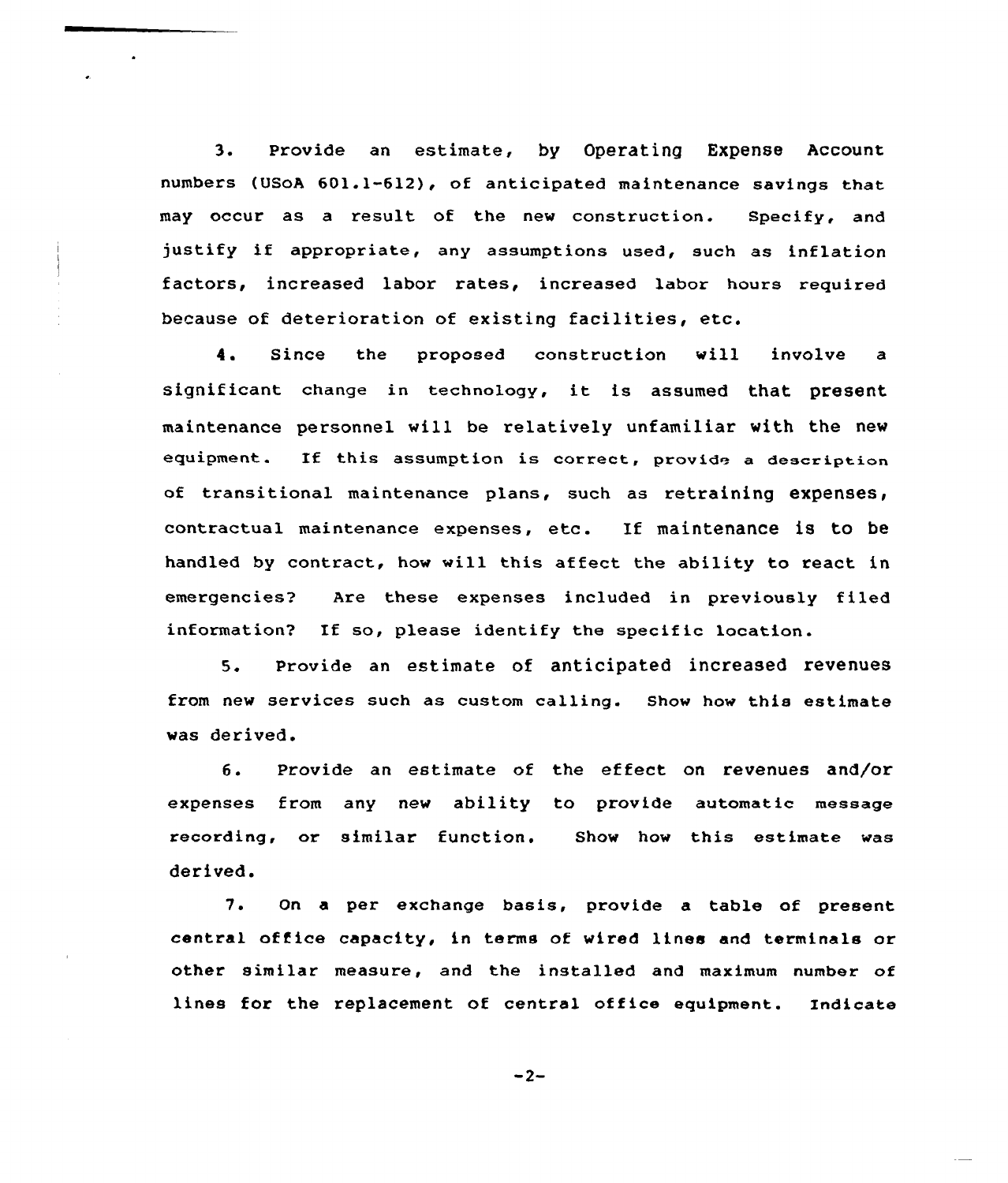3. Provide an estimate, by Operating Expense Account numbers (USoA 601.1-612), of anticipated maintenance savings that may occur as a result of the new construction. Specify, and justify if appropriate, any assumptions used, such as inflation factors, increased labor rates, increased labor hours required because of deterioration of existing facilities, etc.

4. Since the proposed construction will involve a significant change in technology, it is assumed that present maintenance personnel will be relatively unfamiliar with the new equipment. If this assumption is correct, provide a description of transitional maintenance plans, such as retraining expenses, contractual maintenance expenses, etc. If maintenance is to be handled by contract, how will this affect the ability to react in emergencies? Are these expenses included in previously filed information? If so, please identify the specific location.

5. Provide an estimate of anticipated increased revenues from new services such as custom calling. Show how this estimate was derived.

6. Provide an estimate of the effect on revenues and/or expenses from any new ability to provide automatic message recording, or similar function. Show how this estimate was derived.

7. On a per exchange basis, provide a table of present central office capacity, in terms of wired lines and terminals or other similar measure, and the installed and maximum number of lines for the replacement of central office equipment. Indicate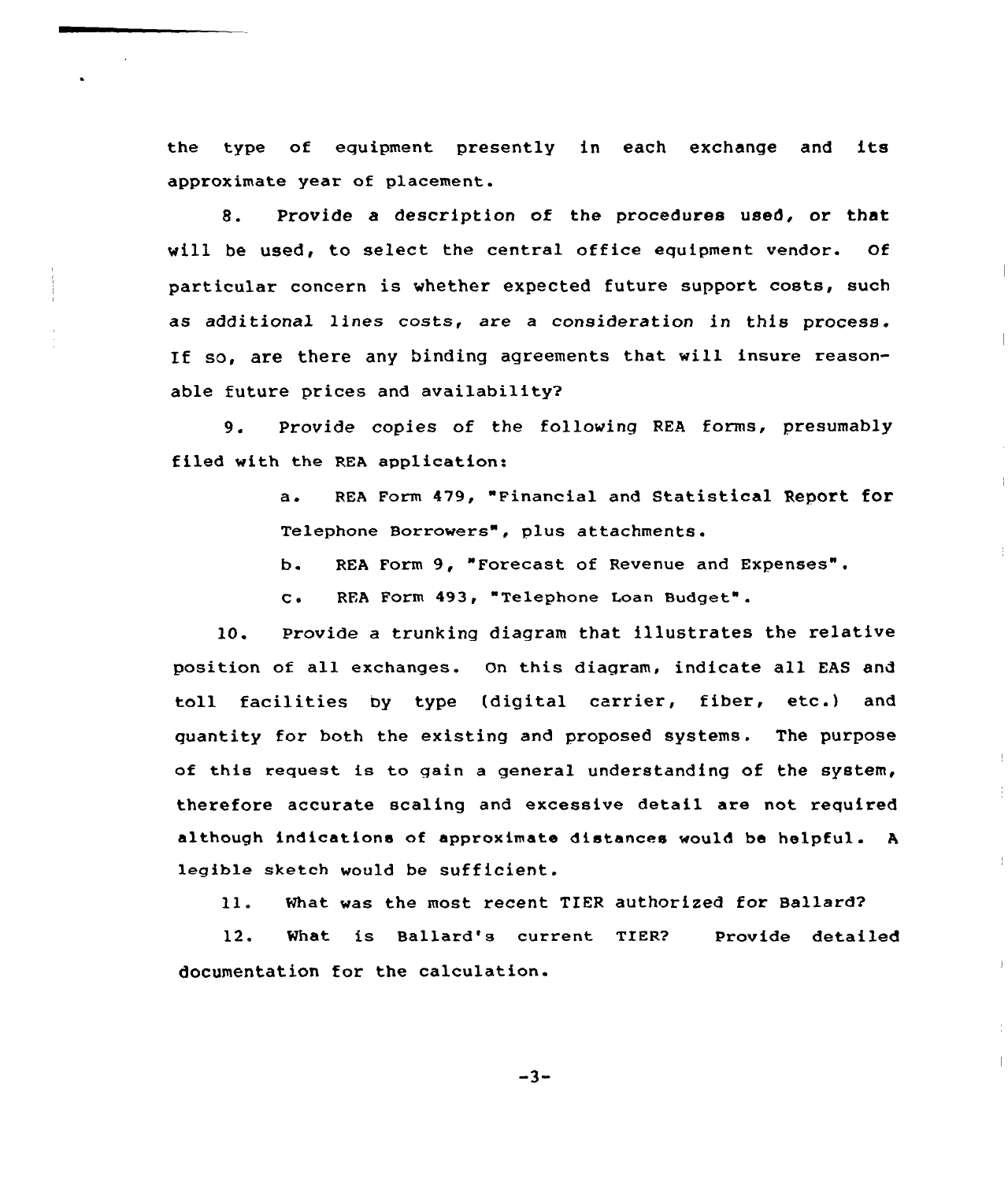the type of equipment presently in each exchange and its approximate year of placement.

8. Provide a description of the procedures used, or that will be used, to select the central office equipment vendor. Of particular concern is whether expected future support costs, such as additional lines costs, are a consideration in this process. If so, are there any binding agreements that will insure reasonable future prices and availability?

9. Provide copies of the following REA forms, presumably filed with the REA application:

   a. REA Form 479, "Financial and Statistical Report for Telephone Borrowers", plus attachments.

   b. REA Form 9, "Forecast of Revenue and Expenses".

   c. REA Form 493, "Telephone Loan Budget".

10. Provide a trunking diagram that illustrates the relative position of all exchanges. On this diagram, indicate all EAS and toll facilities by type (digital carrier, fiber, etc.) and quantity for both the existing and proposed systems. The purpose of this request is to gain a general understanding of the system, therefore accurate scaling and excessive detail are not required although indications of approximate distances would be helpful. A legible sketch would be sufficient.

11. What was the most recent TIER authorized for Ballard?

12. What is Ballard's current TIER? Provide detailed documentation for the calculation.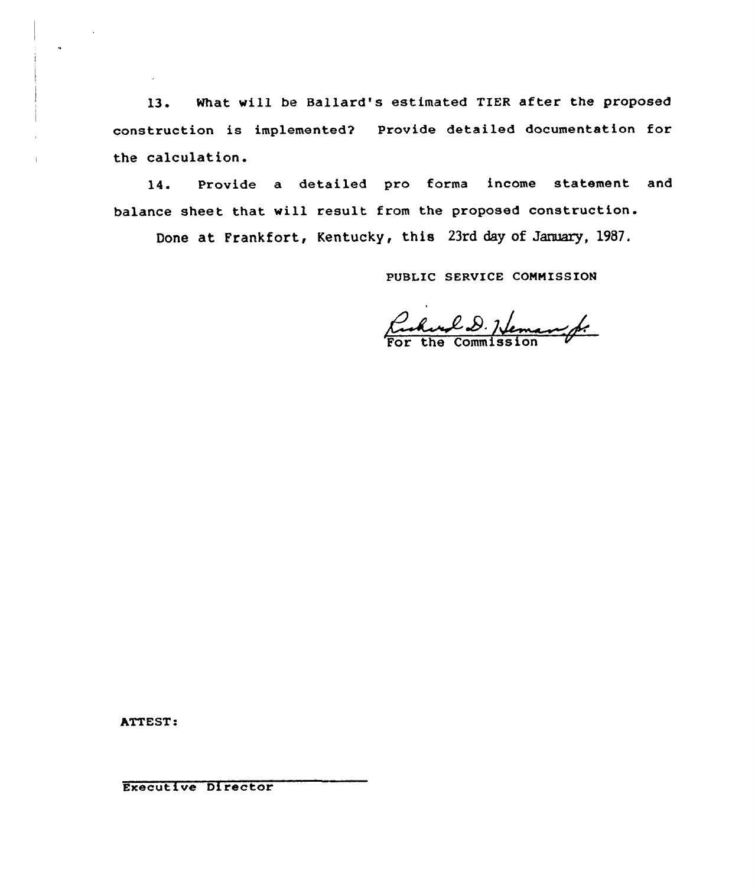13. What will be Ballard's estimated TIER after the proposed construction is implemented? Provide detailed documentation for the calculation.

14. Provide a detailed pro forma income statement and balance sheet that will result from the proposed construction.

Done at Frankfort, Kentucky, this 23rd day of January, 1987.

PUBLIC SERVICE COMMISSION

For the Commission

ATTEST:

Executive Director